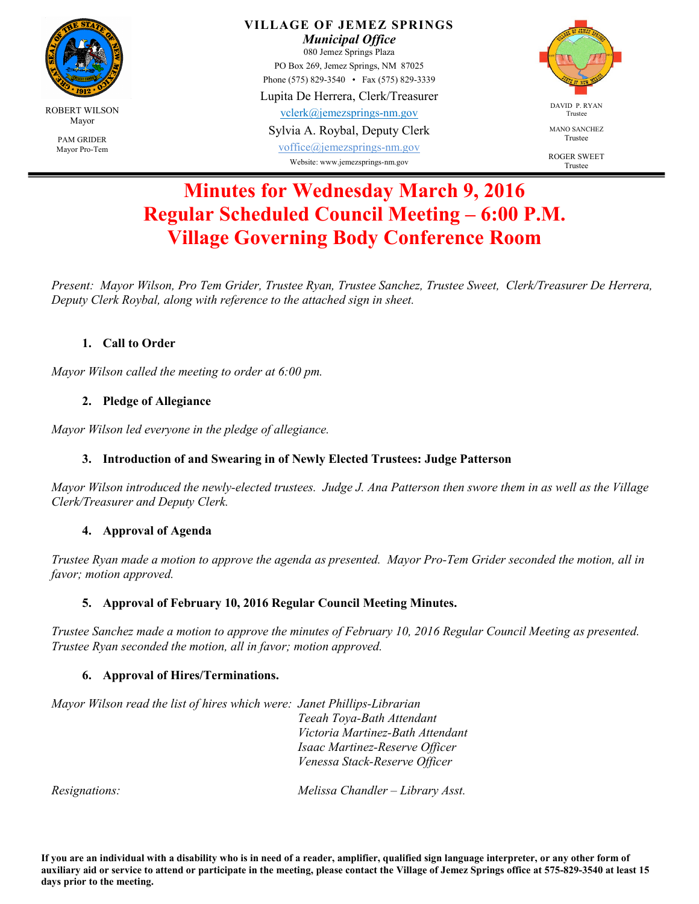ROBERT WILSON
Mayor

PAM GRIDER
Mayor Pro-Tem

**VILLAGE OF JEMEZ SPRINGS**
***Municipal Office***
080 Jemez Springs Plaza
PO Box 269, Jemez Springs, NM 87025
Phone (575) 829-3540 • Fax (575) 829-3339
Lupita De Herrera, Clerk/Treasurer
vclerk@jemezsprings-nm.gov
Sylvia A. Roybal, Deputy Clerk
voffice@jemezsprings-nm.gov
Website: www.jemezsprings-nm.gov

DAVID P. RYAN
Trustee

MANO SANCHEZ
Trustee

ROGER SWEET
Trustee

# Minutes for Wednesday March 9, 2016
# Regular Scheduled Council Meeting – 6:00 P.M.
# Village Governing Body Conference Room

*Present: Mayor Wilson, Pro Tem Grider, Trustee Ryan, Trustee Sanchez, Trustee Sweet, Clerk/Treasurer De Herrera, Deputy Clerk Roybal, along with reference to the attached sign in sheet.*

1. **Call to Order**

*Mayor Wilson called the meeting to order at 6:00 pm.*

2. **Pledge of Allegiance**

*Mayor Wilson led everyone in the pledge of allegiance.*

3. **Introduction of and Swearing in of Newly Elected Trustees: Judge Patterson**

*Mayor Wilson introduced the newly-elected trustees. Judge J. Ana Patterson then swore them in as well as the Village Clerk/Treasurer and Deputy Clerk.*

4. **Approval of Agenda**

*Trustee Ryan made a motion to approve the agenda as presented. Mayor Pro-Tem Grider seconded the motion, all in favor; motion approved.*

5. **Approval of February 10, 2016 Regular Council Meeting Minutes.**

*Trustee Sanchez made a motion to approve the minutes of February 10, 2016 Regular Council Meeting as presented. Trustee Ryan seconded the motion, all in favor; motion approved.*

6. **Approval of Hires/Terminations.**

*Mayor Wilson read the list of hires which were:*
*Janet Phillips-Librarian*
*Teeah Toya-Bath Attendant*
*Victoria Martinez-Bath Attendant*
*Isaac Martinez-Reserve Officer*
*Venessa Stack-Reserve Officer*

*Resignations:* *Melissa Chandler – Library Asst.*

**If you are an individual with a disability who is in need of a reader, amplifier, qualified sign language interpreter, or any other form of auxiliary aid or service to attend or participate in the meeting, please contact the Village of Jemez Springs office at 575-829-3540 at least 15 days prior to the meeting.**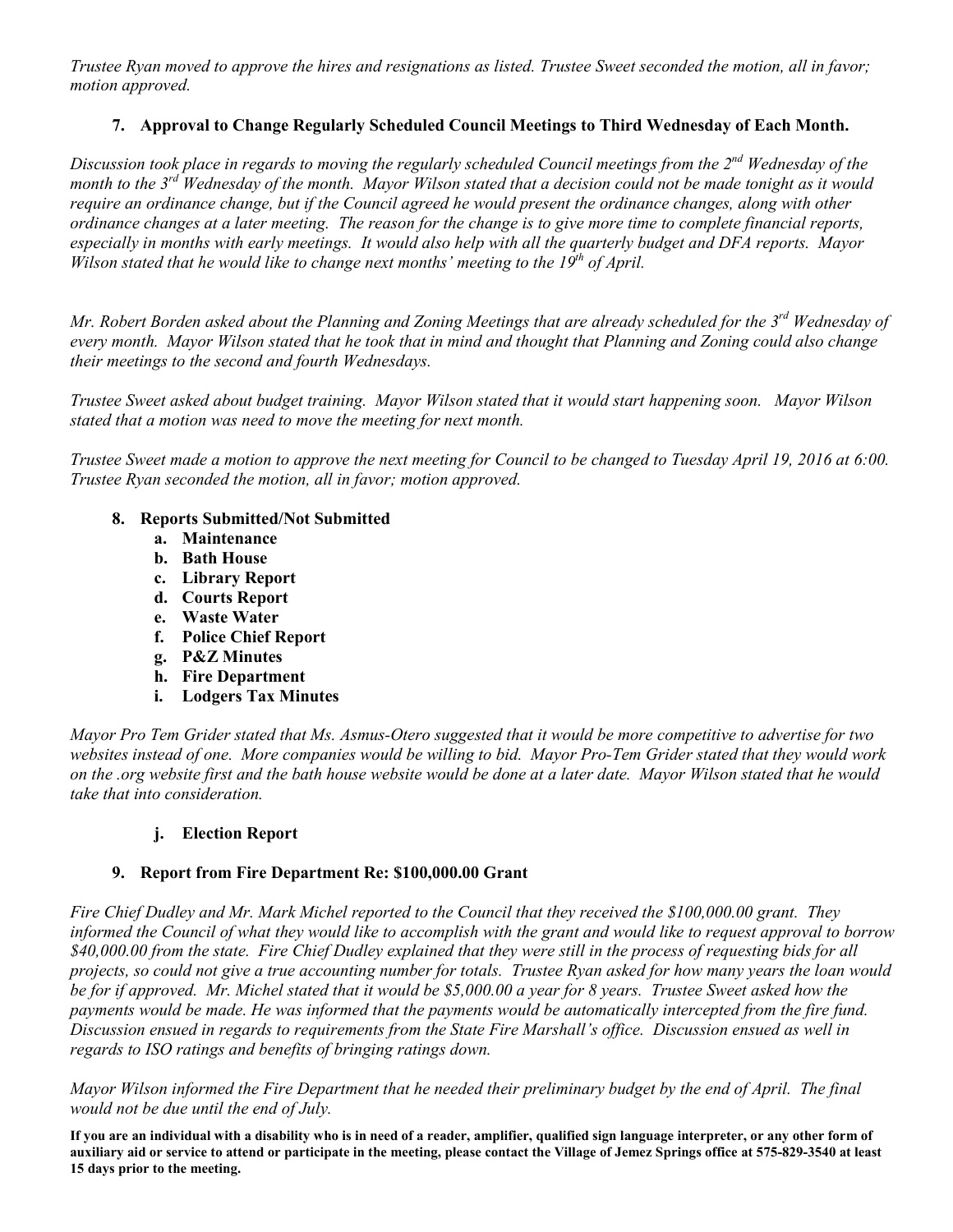*Trustee Ryan moved to approve the hires and resignations as listed. Trustee Sweet seconded the motion, all in favor; motion approved.*

**7. Approval to Change Regularly Scheduled Council Meetings to Third Wednesday of Each Month.**

*Discussion took place in regards to moving the regularly scheduled Council meetings from the 2nd Wednesday of the month to the 3rd Wednesday of the month. Mayor Wilson stated that a decision could not be made tonight as it would require an ordinance change, but if the Council agreed he would present the ordinance changes, along with other ordinance changes at a later meeting. The reason for the change is to give more time to complete financial reports, especially in months with early meetings. It would also help with all the quarterly budget and DFA reports. Mayor Wilson stated that he would like to change next months' meeting to the 19th of April.*

*Mr. Robert Borden asked about the Planning and Zoning Meetings that are already scheduled for the 3rd Wednesday of every month. Mayor Wilson stated that he took that in mind and thought that Planning and Zoning could also change their meetings to the second and fourth Wednesdays.*

*Trustee Sweet asked about budget training. Mayor Wilson stated that it would start happening soon. Mayor Wilson stated that a motion was need to move the meeting for next month.*

*Trustee Sweet made a motion to approve the next meeting for Council to be changed to Tuesday April 19, 2016 at 6:00. Trustee Ryan seconded the motion, all in favor; motion approved.*

**8. Reports Submitted/Not Submitted**

- **a. Maintenance**
- **b. Bath House**
- **c. Library Report**
- **d. Courts Report**
- **e. Waste Water**
- **f. Police Chief Report**
- **g. P&Z Minutes**
- **h. Fire Department**
- **i. Lodgers Tax Minutes**

*Mayor Pro Tem Grider stated that Ms. Asmus-Otero suggested that it would be more competitive to advertise for two websites instead of one. More companies would be willing to bid. Mayor Pro-Tem Grider stated that they would work on the .org website first and the bath house website would be done at a later date. Mayor Wilson stated that he would take that into consideration.*

- **j. Election Report**

**9. Report from Fire Department Re: $100,000.00 Grant**

*Fire Chief Dudley and Mr. Mark Michel reported to the Council that they received the $100,000.00 grant. They informed the Council of what they would like to accomplish with the grant and would like to request approval to borrow $40,000.00 from the state. Fire Chief Dudley explained that they were still in the process of requesting bids for all projects, so could not give a true accounting number for totals. Trustee Ryan asked for how many years the loan would be for if approved. Mr. Michel stated that it would be $5,000.00 a year for 8 years. Trustee Sweet asked how the payments would be made. He was informed that the payments would be automatically intercepted from the fire fund. Discussion ensued in regards to requirements from the State Fire Marshall's office. Discussion ensued as well in regards to ISO ratings and benefits of bringing ratings down.*

*Mayor Wilson informed the Fire Department that he needed their preliminary budget by the end of April. The final would not be due until the end of July.*

**If you are an individual with a disability who is in need of a reader, amplifier, qualified sign language interpreter, or any other form of auxiliary aid or service to attend or participate in the meeting, please contact the Village of Jemez Springs office at 575-829-3540 at least 15 days prior to the meeting.**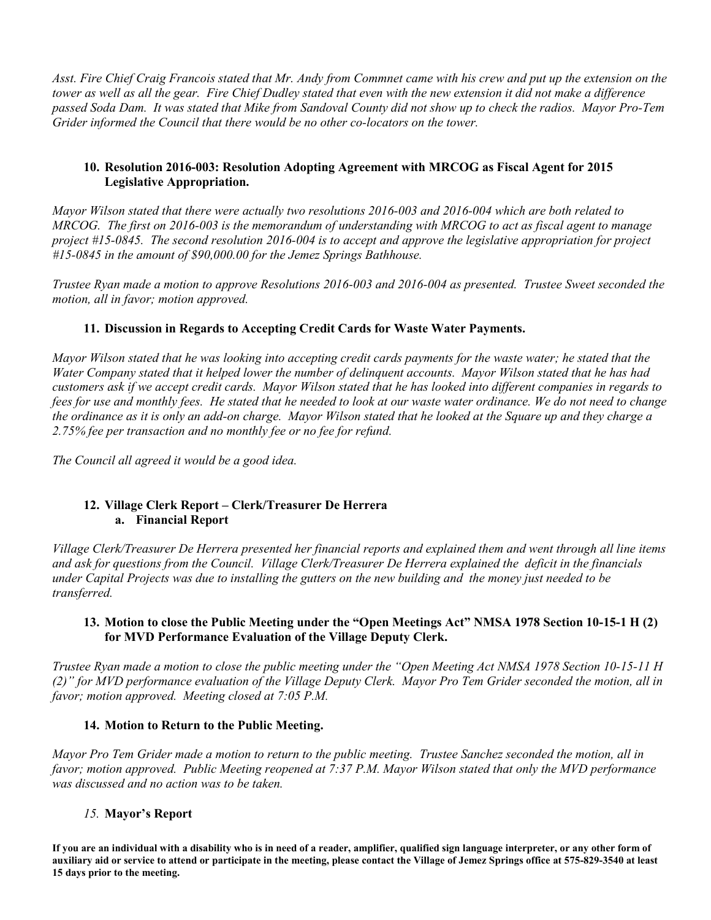*Asst. Fire Chief Craig Francois stated that Mr. Andy from Commnet came with his crew and put up the extension on the tower as well as all the gear. Fire Chief Dudley stated that even with the new extension it did not make a difference passed Soda Dam. It was stated that Mike from Sandoval County did not show up to check the radios. Mayor Pro-Tem Grider informed the Council that there would be no other co-locators on the tower.*

**10. Resolution 2016-003: Resolution Adopting Agreement with MRCOG as Fiscal Agent for 2015 Legislative Appropriation.**

*Mayor Wilson stated that there were actually two resolutions 2016-003 and 2016-004 which are both related to MRCOG. The first on 2016-003 is the memorandum of understanding with MRCOG to act as fiscal agent to manage project #15-0845. The second resolution 2016-004 is to accept and approve the legislative appropriation for project #15-0845 in the amount of $90,000.00 for the Jemez Springs Bathhouse.*

*Trustee Ryan made a motion to approve Resolutions 2016-003 and 2016-004 as presented. Trustee Sweet seconded the motion, all in favor; motion approved.*

**11. Discussion in Regards to Accepting Credit Cards for Waste Water Payments.**

*Mayor Wilson stated that he was looking into accepting credit cards payments for the waste water; he stated that the Water Company stated that it helped lower the number of delinquent accounts. Mayor Wilson stated that he has had customers ask if we accept credit cards. Mayor Wilson stated that he has looked into different companies in regards to fees for use and monthly fees. He stated that he needed to look at our waste water ordinance. We do not need to change the ordinance as it is only an add-on charge. Mayor Wilson stated that he looked at the Square up and they charge a 2.75% fee per transaction and no monthly fee or no fee for refund.*

*The Council all agreed it would be a good idea.*

**12. Village Clerk Report – Clerk/Treasurer De Herrera**

**a. Financial Report**

*Village Clerk/Treasurer De Herrera presented her financial reports and explained them and went through all line items and ask for questions from the Council. Village Clerk/Treasurer De Herrera explained the deficit in the financials under Capital Projects was due to installing the gutters on the new building and the money just needed to be transferred.*

**13. Motion to close the Public Meeting under the "Open Meetings Act" NMSA 1978 Section 10-15-1 H (2) for MVD Performance Evaluation of the Village Deputy Clerk.**

*Trustee Ryan made a motion to close the public meeting under the "Open Meeting Act NMSA 1978 Section 10-15-11 H (2)" for MVD performance evaluation of the Village Deputy Clerk. Mayor Pro Tem Grider seconded the motion, all in favor; motion approved. Meeting closed at 7:05 P.M.*

**14. Motion to Return to the Public Meeting.**

*Mayor Pro Tem Grider made a motion to return to the public meeting. Trustee Sanchez seconded the motion, all in favor; motion approved. Public Meeting reopened at 7:37 P.M. Mayor Wilson stated that only the MVD performance was discussed and no action was to be taken.*

*15.* **Mayor's Report**

**If you are an individual with a disability who is in need of a reader, amplifier, qualified sign language interpreter, or any other form of auxiliary aid or service to attend or participate in the meeting, please contact the Village of Jemez Springs office at 575-829-3540 at least 15 days prior to the meeting.**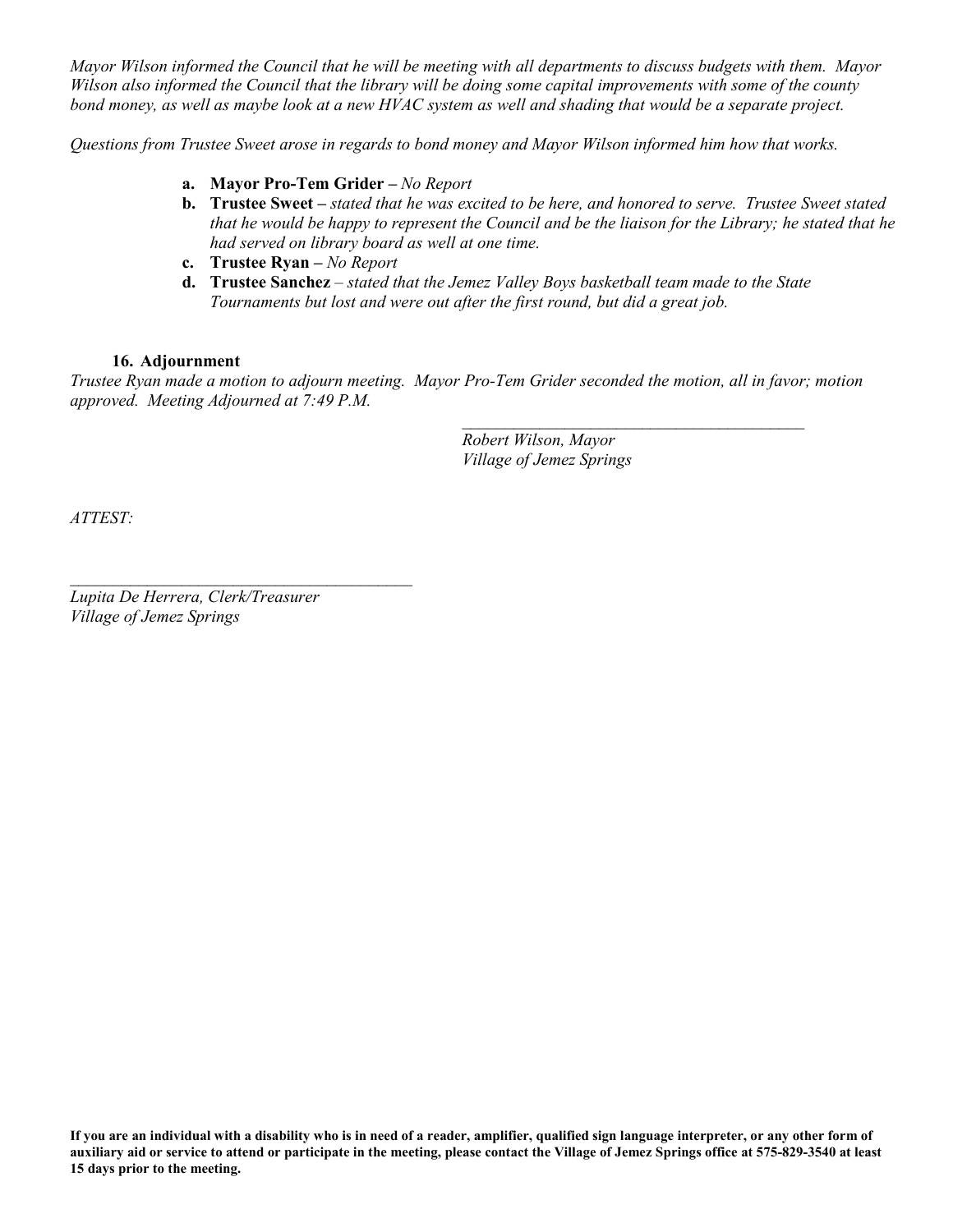*Mayor Wilson informed the Council that he will be meeting with all departments to discuss budgets with them. Mayor Wilson also informed the Council that the library will be doing some capital improvements with some of the county bond money, as well as maybe look at a new HVAC system as well and shading that would be a separate project.*

*Questions from Trustee Sweet arose in regards to bond money and Mayor Wilson informed him how that works.*

a. **Mayor Pro-Tem Grider –** *No Report*
b. **Trustee Sweet –** *stated that he was excited to be here, and honored to serve. Trustee Sweet stated that he would be happy to represent the Council and be the liaison for the Library; he stated that he had served on library board as well at one time.*
c. **Trustee Ryan –** *No Report*
d. **Trustee Sanchez** *– stated that the Jemez Valley Boys basketball team made to the State Tournaments but lost and were out after the first round, but did a great job.*

**16. Adjournment**

*Trustee Ryan made a motion to adjourn meeting. Mayor Pro-Tem Grider seconded the motion, all in favor; motion approved. Meeting Adjourned at 7:49 P.M.*

\_\_\_\_\_\_\_\_\_\_\_\_\_\_\_\_\_\_\_\_\_\_\_\_\_\_\_\_\_\_\_\_\_\_\_\_\_\_\_\_\_\_\_

*Robert Wilson, Mayor*
*Village of Jemez Springs*

*ATTEST:*

\_\_\_\_\_\_\_\_\_\_\_\_\_\_\_\_\_\_\_\_\_\_\_\_\_\_\_\_\_\_\_\_\_\_\_\_\_\_\_\_\_\_\_

*Lupita De Herrera, Clerk/Treasurer*
*Village of Jemez Springs*

**If you are an individual with a disability who is in need of a reader, amplifier, qualified sign language interpreter, or any other form of auxiliary aid or service to attend or participate in the meeting, please contact the Village of Jemez Springs office at 575-829-3540 at least 15 days prior to the meeting.**